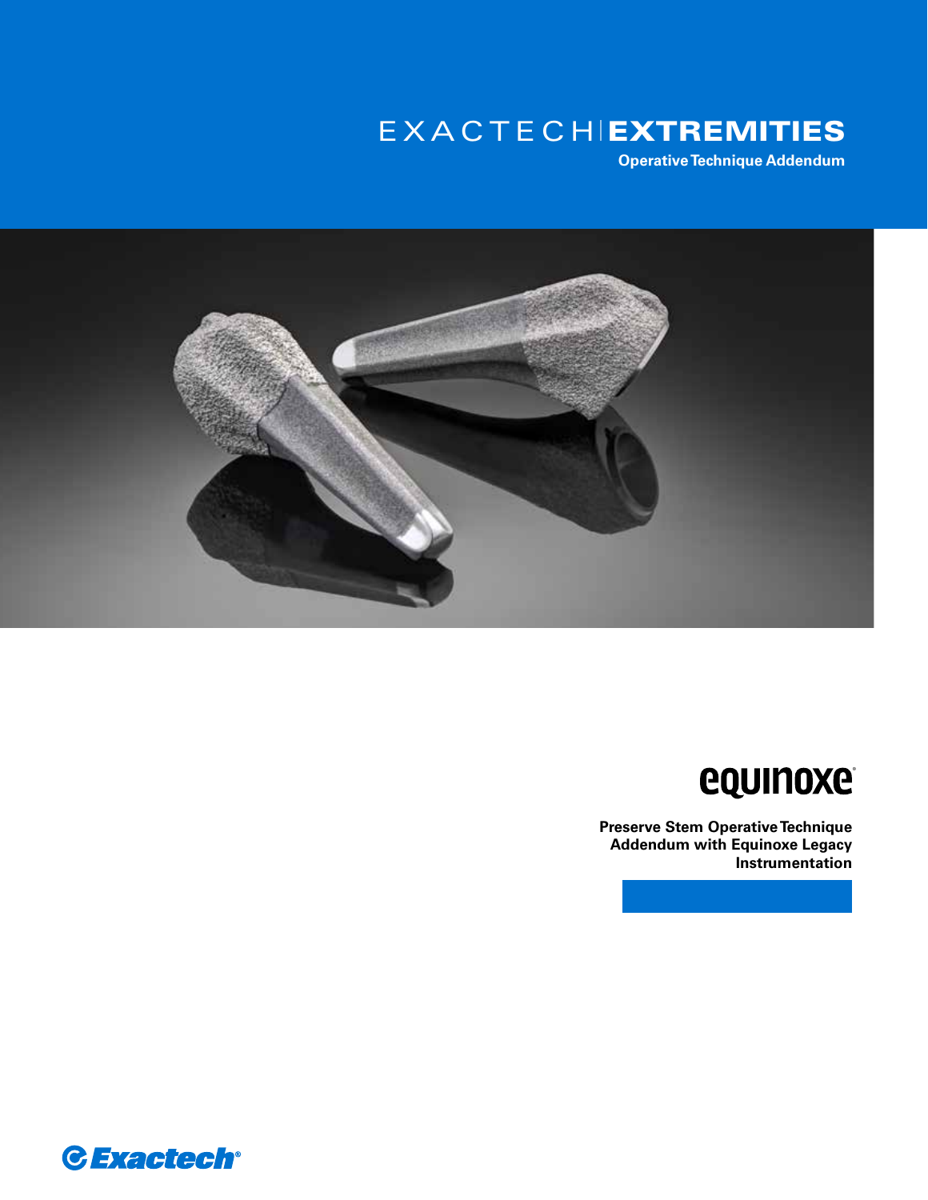# EXACTECH | EXTREMITIES

**Operative Technique Addendum**

## equinoxe

**Preserve Stem Operative Technique Addendum with Equinoxe Legacy Instrumentation**

Exactech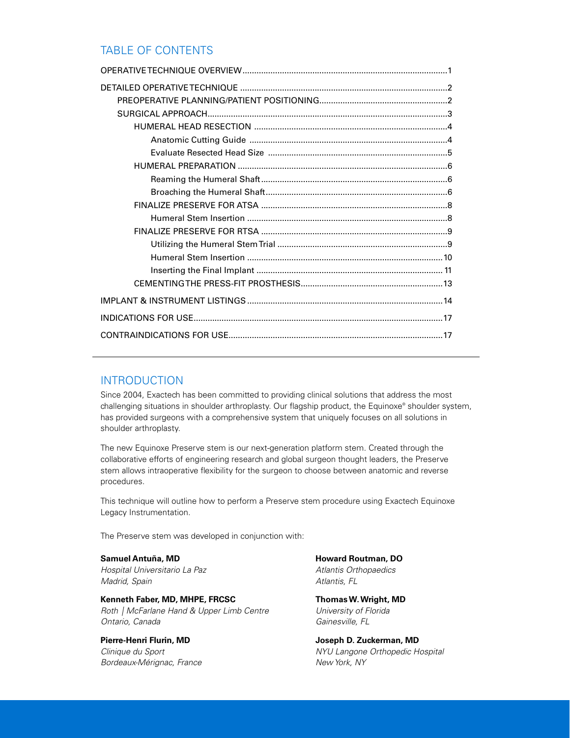## TABLE OF CONTENTS

- OPERATIVE TECHNIQUE OVERVIEW ....................................................................................1
- DETAILED OPERATIVE TECHNIQUE ......................................................................................2
  - PREOPERATIVE PLANNING/PATIENT POSITIONING......................................................2
  - SURGICAL APPROACH.....................................................................................................3
    - HUMERAL HEAD RESECTION ..................................................................................4
      - Anatomic Cutting Guide ....................................................................................4
      - Evaluate Resected Head Size ............................................................................5
    - HUMERAL PREPARATION .........................................................................................6
      - Reaming the Humeral Shaft...............................................................................6
      - Broaching the Humeral Shaft.............................................................................6
    - FINALIZE PRESERVE FOR ATSA ...............................................................................8
      - Humeral Stem Insertion .....................................................................................8
    - FINALIZE PRESERVE FOR RTSA ...............................................................................9
      - Utilizing the Humeral Stem Trial ........................................................................9
      - Humeral Stem Insertion ...................................................................................10
      - Inserting the Final Implant ...............................................................................11
    - CEMENTING THE PRESS-FIT PROSTHESIS............................................................13
- IMPLANT & INSTRUMENT LISTINGS ...................................................................................14
- INDICATIONS FOR USE.........................................................................................................17
- CONTRAINDICATIONS FOR USE..........................................................................................17

## INTRODUCTION

Since 2004, Exactech has been committed to providing clinical solutions that address the most challenging situations in shoulder arthroplasty. Our flagship product, the Equinoxe® shoulder system, has provided surgeons with a comprehensive system that uniquely focuses on all solutions in shoulder arthroplasty.

The new Equinoxe Preserve stem is our next-generation platform stem. Created through the collaborative efforts of engineering research and global surgeon thought leaders, the Preserve stem allows intraoperative flexibility for the surgeon to choose between anatomic and reverse procedures.

This technique will outline how to perform a Preserve stem procedure using Exactech Equinoxe Legacy Instrumentation.

The Preserve stem was developed in conjunction with:

**Samuel Antuña, MD**
*Hospital Universitario La Paz*
*Madrid, Spain*

**Kenneth Faber, MD, MHPE, FRCSC**
*Roth | McFarlane Hand & Upper Limb Centre*
*Ontario, Canada*

**Pierre-Henri Flurin, MD**
*Clinique du Sport*
*Bordeaux-Mérignac, France*

**Howard Routman, DO**
*Atlantis Orthopaedics*
*Atlantis, FL*

**Thomas W. Wright, MD**
*University of Florida*
*Gainesville, FL*

**Joseph D. Zuckerman, MD**
*NYU Langone Orthopedic Hospital*
*New York, NY*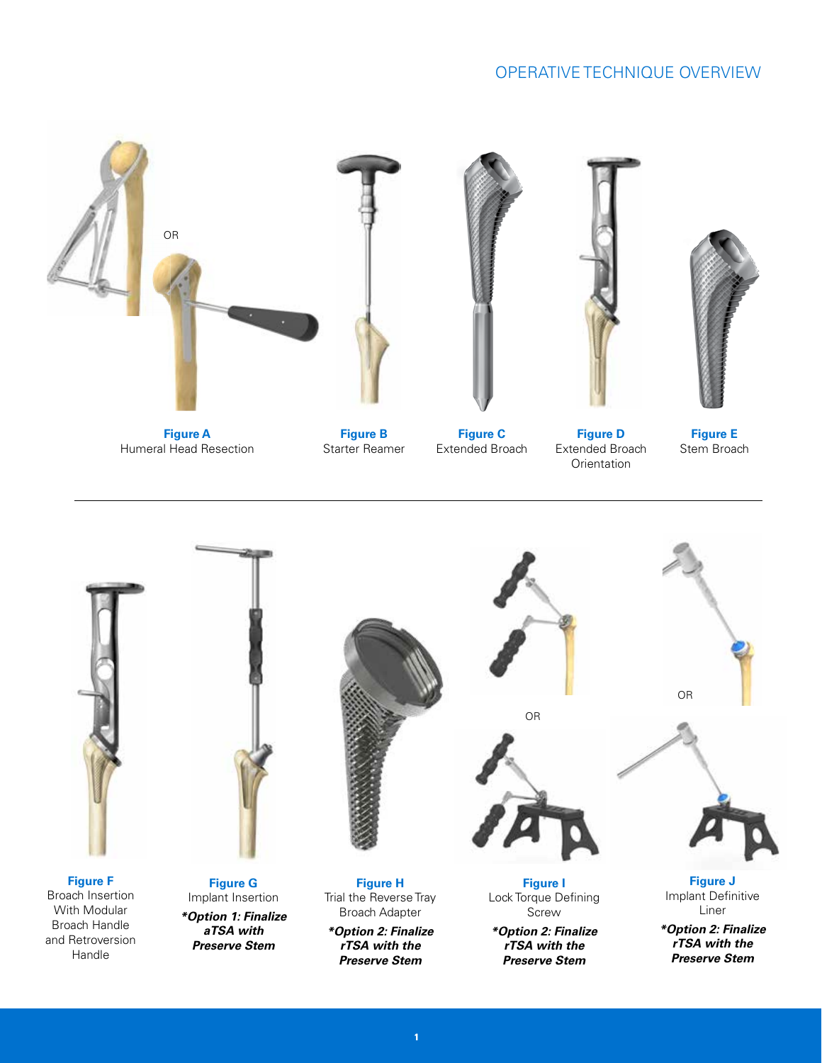## OPERATIVE TECHNIQUE OVERVIEW

OR

**Figure A**
Humeral Head Resection

**Figure B**
Starter Reamer

**Figure C**
Extended Broach

**Figure D**
Extended Broach Orientation

**Figure E**
Stem Broach

---

OR

OR

**Figure F**
Broach Insertion With Modular Broach Handle and Retroversion Handle

**Figure G**
Implant Insertion

***Option 1: Finalize aTSA with Preserve Stem***

**Figure H**
Trial the Reverse Tray Broach Adapter

***Option 2: Finalize rTSA with the Preserve Stem***

**Figure I**
Lock Torque Defining Screw

***Option 2: Finalize rTSA with the Preserve Stem***

**Figure J**
Implant Definitive Liner

***Option 2: Finalize rTSA with the Preserve Stem***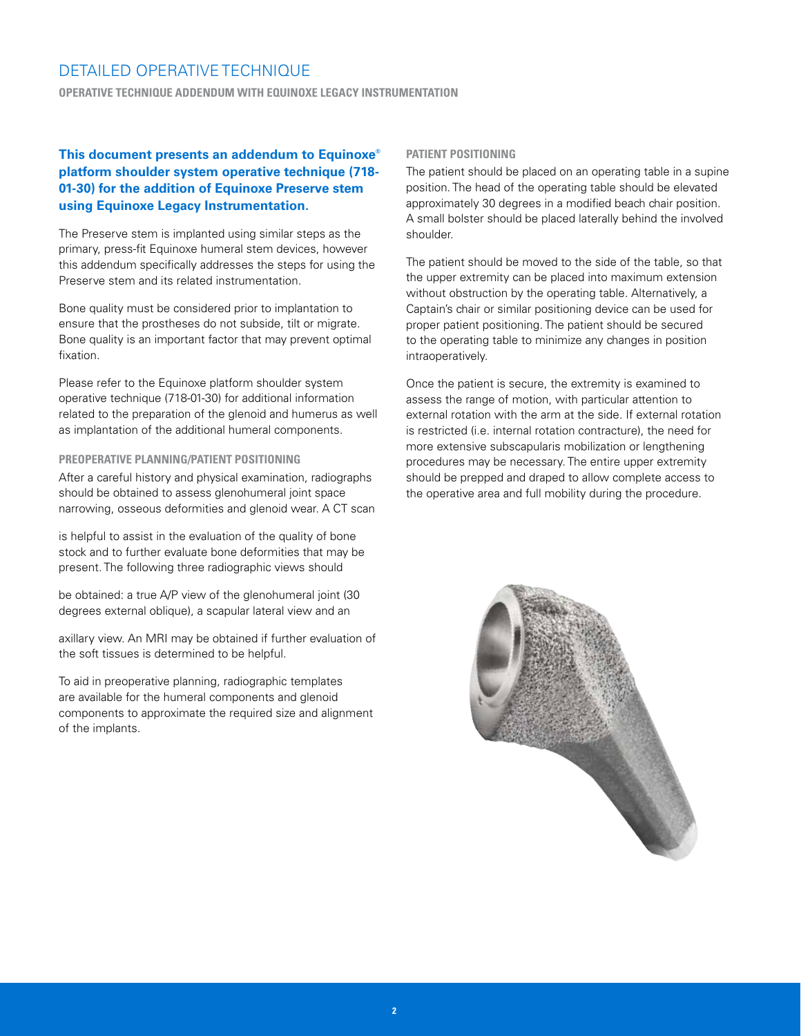# DETAILED OPERATIVE TECHNIQUE

## OPERATIVE TECHNIQUE ADDENDUM WITH EQUINOXE LEGACY INSTRUMENTATION

**This document presents an addendum to Equinoxe® platform shoulder system operative technique (718-01-30) for the addition of Equinoxe Preserve stem using Equinoxe Legacy Instrumentation.**

The Preserve stem is implanted using similar steps as the primary, press-fit Equinoxe humeral stem devices, however this addendum specifically addresses the steps for using the Preserve stem and its related instrumentation.

Bone quality must be considered prior to implantation to ensure that the prostheses do not subside, tilt or migrate. Bone quality is an important factor that may prevent optimal fixation.

Please refer to the Equinoxe platform shoulder system operative technique (718-01-30) for additional information related to the preparation of the glenoid and humerus as well as implantation of the additional humeral components.

### PREOPERATIVE PLANNING/PATIENT POSITIONING

After a careful history and physical examination, radiographs should be obtained to assess glenohumeral joint space narrowing, osseous deformities and glenoid wear. A CT scan is helpful to assist in the evaluation of the quality of bone stock and to further evaluate bone deformities that may be present. The following three radiographic views should be obtained: a true A/P view of the glenohumeral joint (30 degrees external oblique), a scapular lateral view and an axillary view. An MRI may be obtained if further evaluation of the soft tissues is determined to be helpful.

To aid in preoperative planning, radiographic templates are available for the humeral components and glenoid components to approximate the required size and alignment of the implants.

### PATIENT POSITIONING

The patient should be placed on an operating table in a supine position. The head of the operating table should be elevated approximately 30 degrees in a modified beach chair position. A small bolster should be placed laterally behind the involved shoulder.

The patient should be moved to the side of the table, so that the upper extremity can be placed into maximum extension without obstruction by the operating table. Alternatively, a Captain's chair or similar positioning device can be used for proper patient positioning. The patient should be secured to the operating table to minimize any changes in position intraoperatively.

Once the patient is secure, the extremity is examined to assess the range of motion, with particular attention to external rotation with the arm at the side. If external rotation is restricted (i.e. internal rotation contracture), the need for more extensive subscapularis mobilization or lengthening procedures may be necessary. The entire upper extremity should be prepped and draped to allow complete access to the operative area and full mobility during the procedure.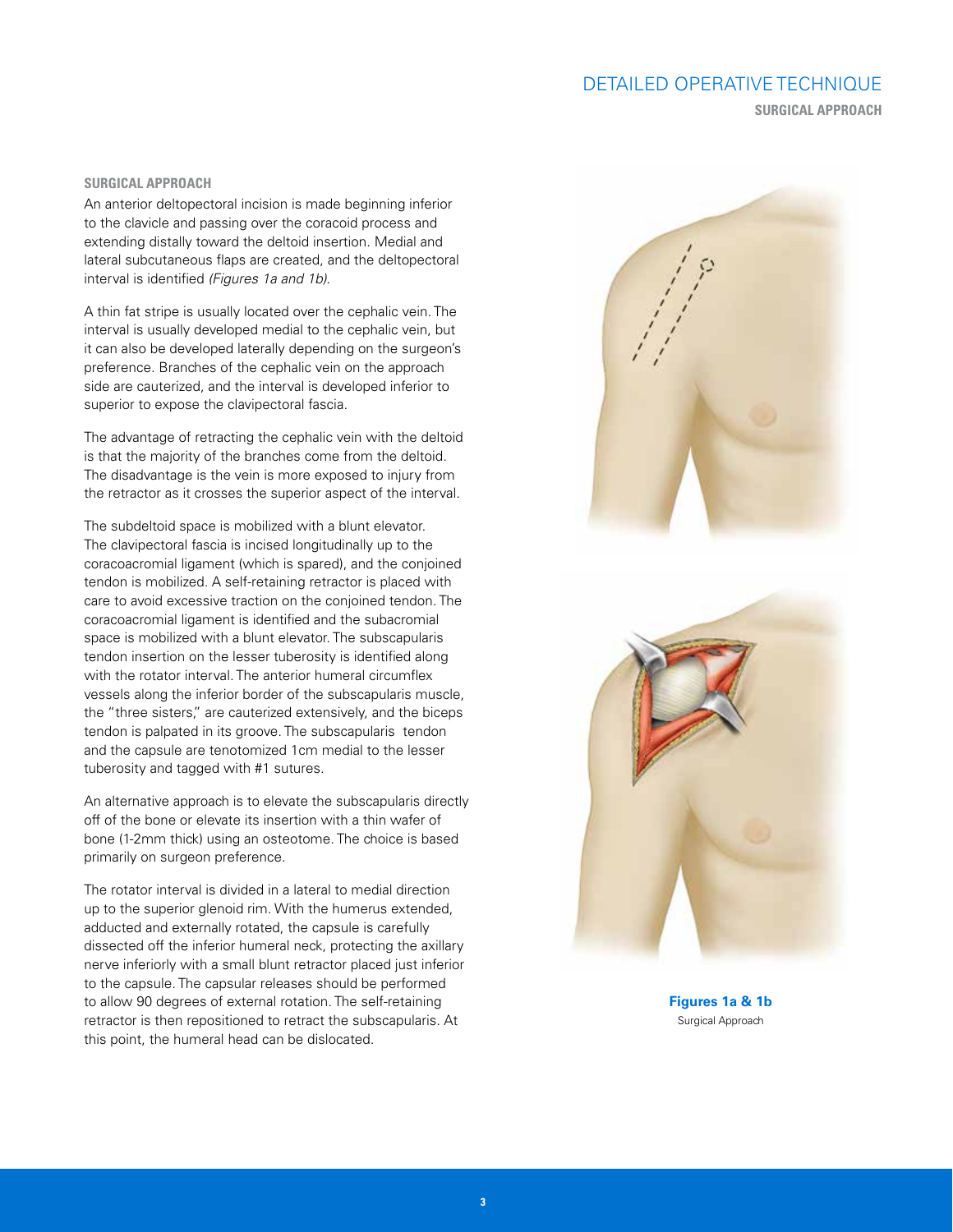## SURGICAL APPROACH

An anterior deltopectoral incision is made beginning inferior to the clavicle and passing over the coracoid process and extending distally toward the deltoid insertion. Medial and lateral subcutaneous flaps are created, and the deltopectoral interval is identified *(Figures 1a and 1b)*.

A thin fat stripe is usually located over the cephalic vein. The interval is usually developed medial to the cephalic vein, but it can also be developed laterally depending on the surgeon's preference. Branches of the cephalic vein on the approach side are cauterized, and the interval is developed inferior to superior to expose the clavipectoral fascia.

The advantage of retracting the cephalic vein with the deltoid is that the majority of the branches come from the deltoid. The disadvantage is the vein is more exposed to injury from the retractor as it crosses the superior aspect of the interval.

The subdeltoid space is mobilized with a blunt elevator. The clavipectoral fascia is incised longitudinally up to the coracoacromial ligament (which is spared), and the conjoined tendon is mobilized. A self-retaining retractor is placed with care to avoid excessive traction on the conjoined tendon. The coracoacromial ligament is identified and the subacromial space is mobilized with a blunt elevator. The subscapularis tendon insertion on the lesser tuberosity is identified along with the rotator interval. The anterior humeral circumflex vessels along the inferior border of the subscapularis muscle, the "three sisters," are cauterized extensively, and the biceps tendon is palpated in its groove. The subscapularis tendon and the capsule are tenotomized 1cm medial to the lesser tuberosity and tagged with #1 sutures.

An alternative approach is to elevate the subscapularis directly off of the bone or elevate its insertion with a thin wafer of bone (1-2mm thick) using an osteotome. The choice is based primarily on surgeon preference.

The rotator interval is divided in a lateral to medial direction up to the superior glenoid rim. With the humerus extended, adducted and externally rotated, the capsule is carefully dissected off the inferior humeral neck, protecting the axillary nerve inferiorly with a small blunt retractor placed just inferior to the capsule. The capsular releases should be performed to allow 90 degrees of external rotation. The self-retaining retractor is then repositioned to retract the subscapularis. At this point, the humeral head can be dislocated.

**Figures 1a & 1b**
Surgical Approach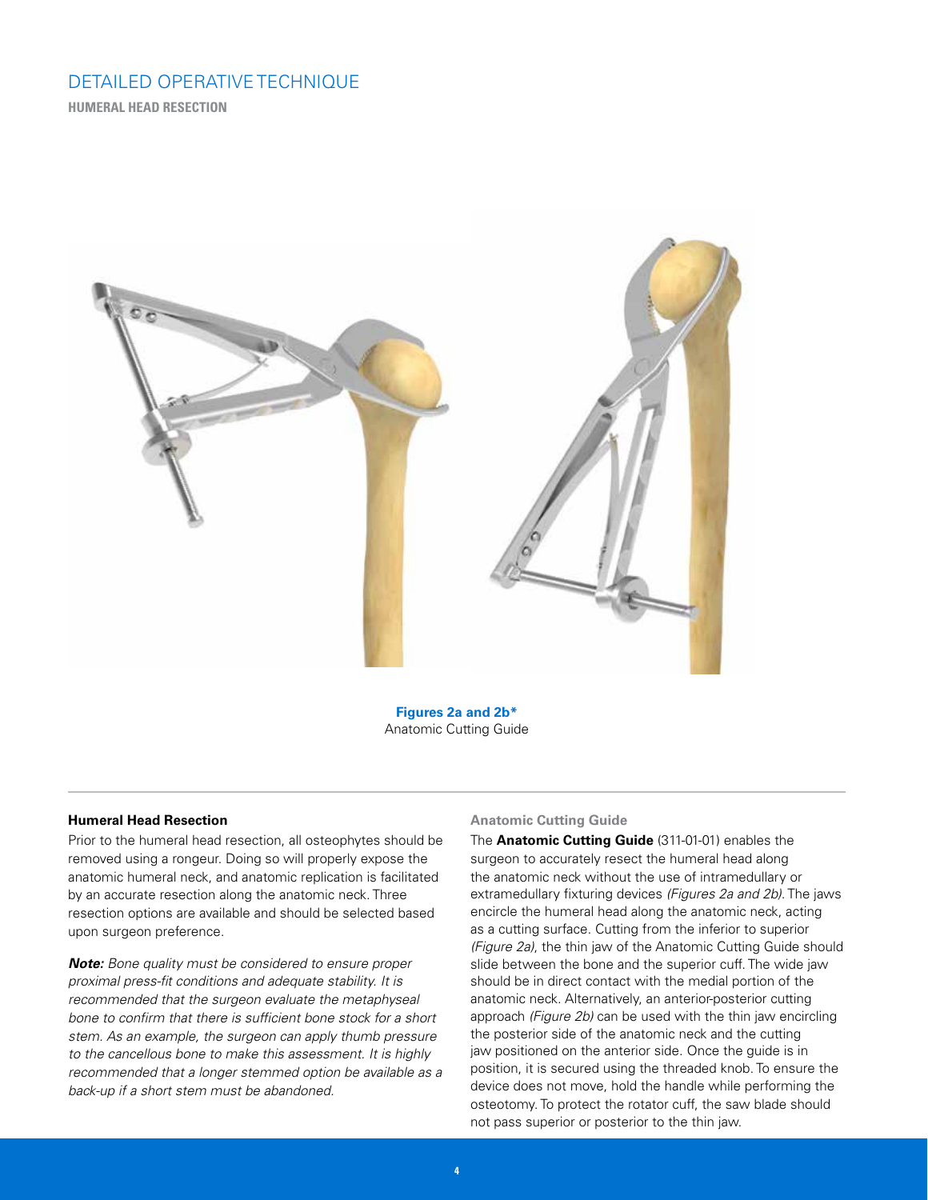# DETAILED OPERATIVE TECHNIQUE

**HUMERAL HEAD RESECTION**

**Figures 2a and 2b***
Anatomic Cutting Guide

### Humeral Head Resection

Prior to the humeral head resection, all osteophytes should be removed using a rongeur. Doing so will properly expose the anatomic humeral neck, and anatomic replication is facilitated by an accurate resection along the anatomic neck. Three resection options are available and should be selected based upon surgeon preference.

***Note:*** *Bone quality must be considered to ensure proper proximal press-fit conditions and adequate stability. It is recommended that the surgeon evaluate the metaphyseal bone to confirm that there is sufficient bone stock for a short stem. As an example, the surgeon can apply thumb pressure to the cancellous bone to make this assessment. It is highly recommended that a longer stemmed option be available as a back-up if a short stem must be abandoned.*

### Anatomic Cutting Guide

The **Anatomic Cutting Guide** (311-01-01) enables the surgeon to accurately resect the humeral head along the anatomic neck without the use of intramedullary or extramedullary fixturing devices *(Figures 2a and 2b)*. The jaws encircle the humeral head along the anatomic neck, acting as a cutting surface. Cutting from the inferior to superior *(Figure 2a)*, the thin jaw of the Anatomic Cutting Guide should slide between the bone and the superior cuff. The wide jaw should be in direct contact with the medial portion of the anatomic neck. Alternatively, an anterior-posterior cutting approach *(Figure 2b)* can be used with the thin jaw encircling the posterior side of the anatomic neck and the cutting jaw positioned on the anterior side. Once the guide is in position, it is secured using the threaded knob. To ensure the device does not move, hold the handle while performing the osteotomy. To protect the rotator cuff, the saw blade should not pass superior or posterior to the thin jaw.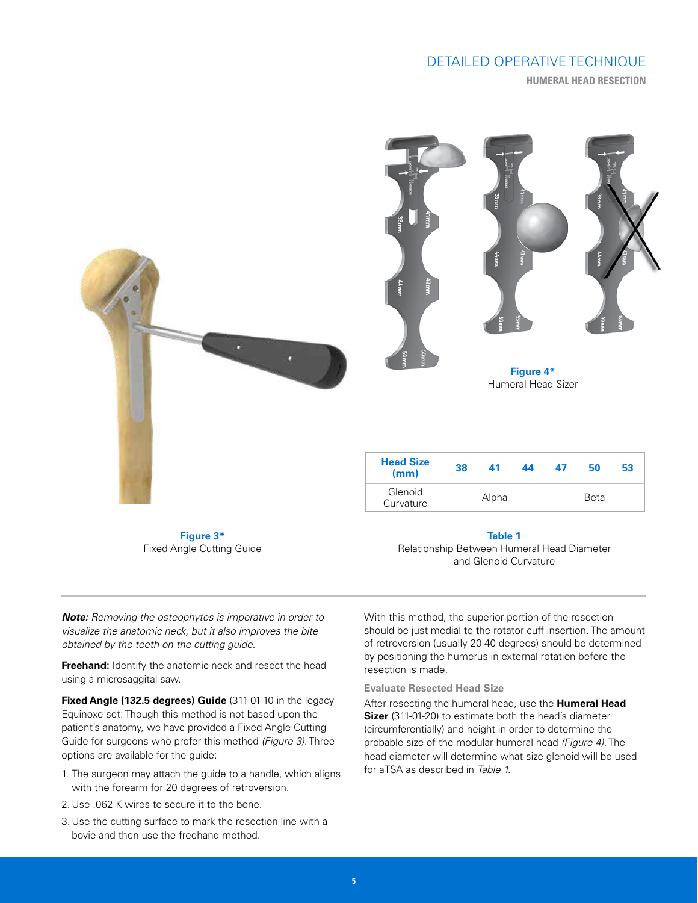## HUMERAL HEAD RESECTION

Figure 4*
Humeral Head Sizer

Figure 3*
Fixed Angle Cutting Guide

| Head Size (mm) | 38 | 41 | 44 | 47 | 50 | 53 |
|---|---|---|---|---|---|---|
| Glenoid Curvature | Alpha | | | Beta | | |

**Table 1**
Relationship Between Humeral Head Diameter and Glenoid Curvature

***Note:*** *Removing the osteophytes is imperative in order to visualize the anatomic neck, but it also improves the bite obtained by the teeth on the cutting guide.*

**Freehand:** Identify the anatomic neck and resect the head using a microsaggital saw.

**Fixed Angle (132.5 degrees) Guide** (311-01-10 in the legacy Equinoxe set: Though this method is not based upon the patient's anatomy, we have provided a Fixed Angle Cutting Guide for surgeons who prefer this method *(Figure 3)*. Three options are available for the guide:

1. The surgeon may attach the guide to a handle, which aligns with the forearm for 20 degrees of retroversion.
2. Use .062 K-wires to secure it to the bone.
3. Use the cutting surface to mark the resection line with a bovie and then use the freehand method.

With this method, the superior portion of the resection should be just medial to the rotator cuff insertion. The amount of retroversion (usually 20-40 degrees) should be determined by positioning the humerus in external rotation before the resection is made.

### Evaluate Resected Head Size

After resecting the humeral head, use the **Humeral Head Sizer** (311-01-20) to estimate both the head's diameter (circumferentially) and height in order to determine the probable size of the modular humeral head *(Figure 4)*. The head diameter will determine what size glenoid will be used for aTSA as described in *Table 1*.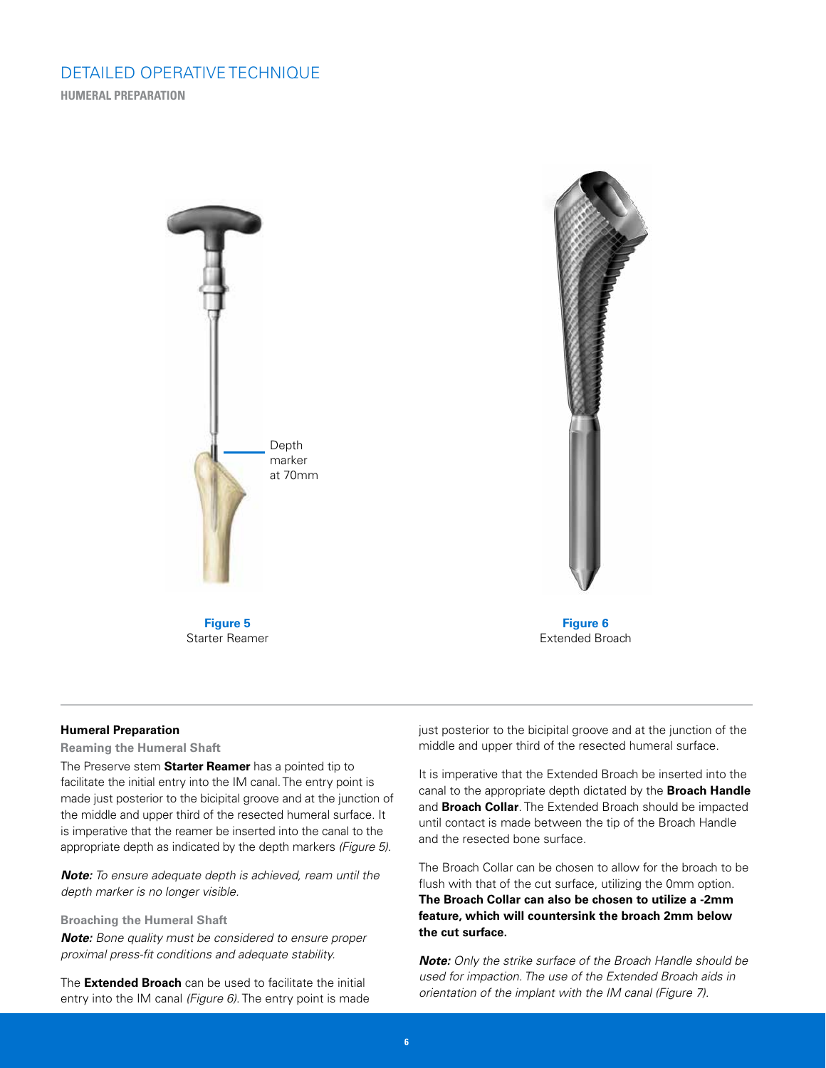# DETAILED OPERATIVE TECHNIQUE

**HUMERAL PREPARATION**

Depth marker at 70mm

**Figure 5**
Starter Reamer

**Figure 6**
Extended Broach

**Humeral Preparation**

### Reaming the Humeral Shaft

The Preserve stem **Starter Reamer** has a pointed tip to facilitate the initial entry into the IM canal. The entry point is made just posterior to the bicipital groove and at the junction of the middle and upper third of the resected humeral surface. It is imperative that the reamer be inserted into the canal to the appropriate depth as indicated by the depth markers *(Figure 5)*.

***Note:*** *To ensure adequate depth is achieved, ream until the depth marker is no longer visible.*

### Broaching the Humeral Shaft

***Note:*** *Bone quality must be considered to ensure proper proximal press-fit conditions and adequate stability.*

The **Extended Broach** can be used to facilitate the initial entry into the IM canal *(Figure 6)*. The entry point is made just posterior to the bicipital groove and at the junction of the middle and upper third of the resected humeral surface.

It is imperative that the Extended Broach be inserted into the canal to the appropriate depth dictated by the **Broach Handle** and **Broach Collar**. The Extended Broach should be impacted until contact is made between the tip of the Broach Handle and the resected bone surface.

The Broach Collar can be chosen to allow for the broach to be flush with that of the cut surface, utilizing the 0mm option. **The Broach Collar can also be chosen to utilize a -2mm feature, which will countersink the broach 2mm below the cut surface.**

***Note:*** *Only the strike surface of the Broach Handle should be used for impaction. The use of the Extended Broach aids in orientation of the implant with the IM canal (Figure 7).*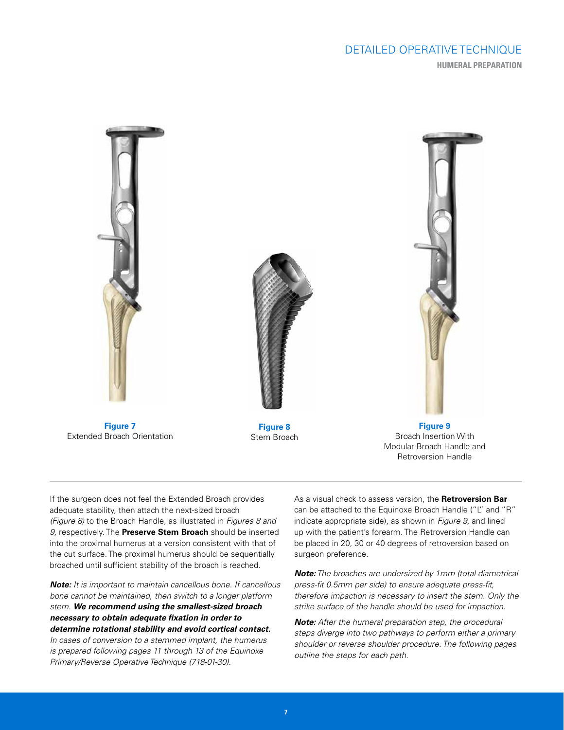# DETAILED OPERATIVE TECHNIQUE

## HUMERAL PREPARATION

**Figure 7**
Extended Broach Orientation

**Figure 8**
Stem Broach

**Figure 9**
Broach Insertion With Modular Broach Handle and Retroversion Handle

If the surgeon does not feel the Extended Broach provides adequate stability, then attach the next-sized broach *(Figure 8)* to the Broach Handle, as illustrated in *Figures 8 and 9,* respectively. The **Preserve Stem Broach** should be inserted into the proximal humerus at a version consistent with that of the cut surface. The proximal humerus should be sequentially broached until sufficient stability of the broach is reached.

***Note:*** *It is important to maintain cancellous bone. If cancellous bone cannot be maintained, then switch to a longer platform stem.* ***We recommend using the smallest-sized broach necessary to obtain adequate fixation in order to determine rotational stability and avoid cortical contact.*** *In cases of conversion to a stemmed implant, the humerus is prepared following pages 11 through 13 of the Equinoxe Primary/Reverse Operative Technique (718-01-30).*

As a visual check to assess version, the **Retroversion Bar** can be attached to the Equinoxe Broach Handle ("L" and "R" indicate appropriate side), as shown in *Figure 9,* and lined up with the patient's forearm. The Retroversion Handle can be placed in 20, 30 or 40 degrees of retroversion based on surgeon preference.

***Note:*** *The broaches are undersized by 1mm (total diametrical press-fit 0.5mm per side) to ensure adequate press-fit, therefore impaction is necessary to insert the stem. Only the strike surface of the handle should be used for impaction.*

***Note:*** *After the humeral preparation step, the procedural steps diverge into two pathways to perform either a primary shoulder or reverse shoulder procedure. The following pages outline the steps for each path.*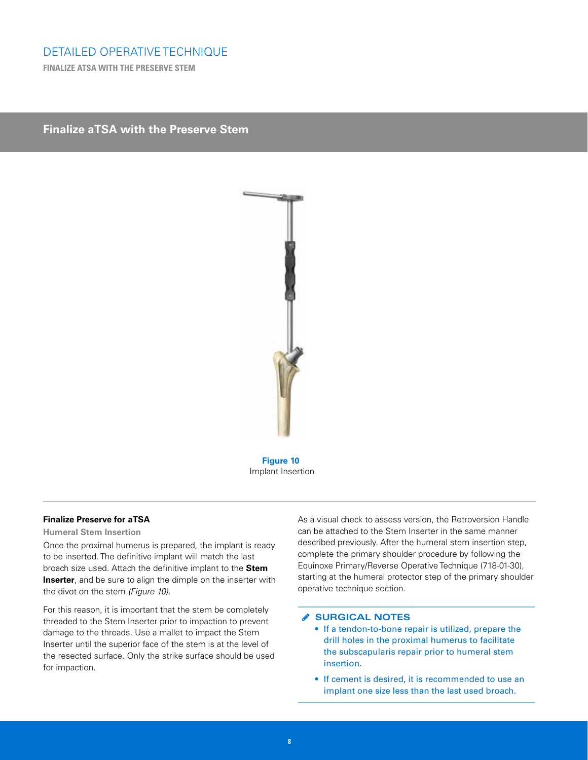## Finalize aTSA with the Preserve Stem

**Figure 10**
Implant Insertion

### Finalize Preserve for aTSA

**Humeral Stem Insertion**

Once the proximal humerus is prepared, the implant is ready to be inserted. The definitive implant will match the last broach size used. Attach the definitive implant to the **Stem Inserter**, and be sure to align the dimple on the inserter with the divot on the stem *(Figure 10)*.

For this reason, it is important that the stem be completely threaded to the Stem Inserter prior to impaction to prevent damage to the threads. Use a mallet to impact the Stem Inserter until the superior face of the stem is at the level of the resected surface. Only the strike surface should be used for impaction.

As a visual check to assess version, the Retroversion Handle can be attached to the Stem Inserter in the same manner described previously. After the humeral stem insertion step, complete the primary shoulder procedure by following the Equinoxe Primary/Reverse Operative Technique (718-01-30), starting at the humeral protector step of the primary shoulder operative technique section.

**SURGICAL NOTES**

- If a tendon-to-bone repair is utilized, prepare the drill holes in the proximal humerus to facilitate the subscapularis repair prior to humeral stem insertion.
- If cement is desired, it is recommended to use an implant one size less than the last used broach.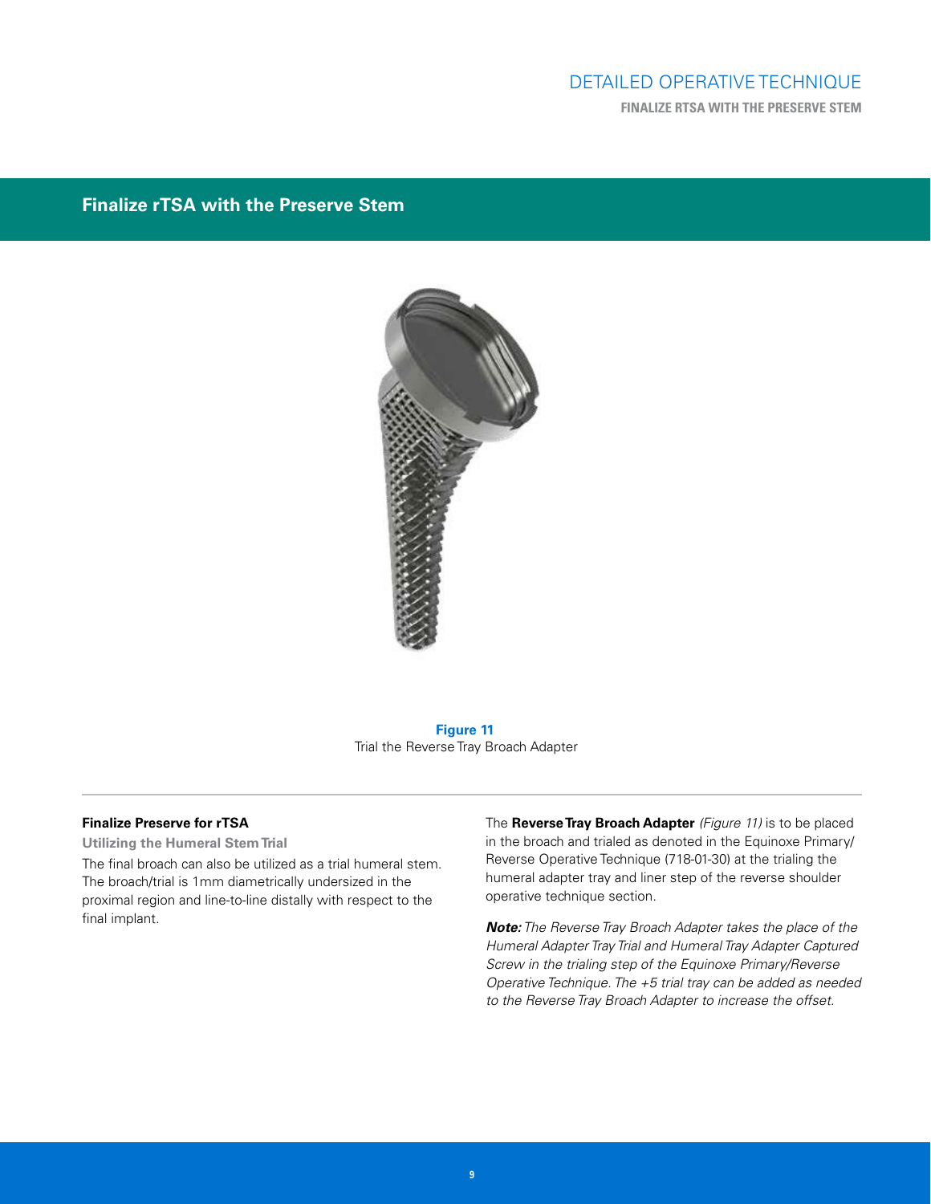## Finalize rTSA with the Preserve Stem

**Figure 11**
Trial the Reverse Tray Broach Adapter

### Finalize Preserve for rTSA

**Utilizing the Humeral Stem Trial**

The final broach can also be utilized as a trial humeral stem. The broach/trial is 1mm diametrically undersized in the proximal region and line-to-line distally with respect to the final implant.

The **Reverse Tray Broach Adapter** *(Figure 11)* is to be placed in the broach and trialed as denoted in the Equinoxe Primary/Reverse Operative Technique (718-01-30) at the trialing the humeral adapter tray and liner step of the reverse shoulder operative technique section.

***Note:*** *The Reverse Tray Broach Adapter takes the place of the Humeral Adapter Tray Trial and Humeral Tray Adapter Captured Screw in the trialing step of the Equinoxe Primary/Reverse Operative Technique. The +5 trial tray can be added as needed to the Reverse Tray Broach Adapter to increase the offset.*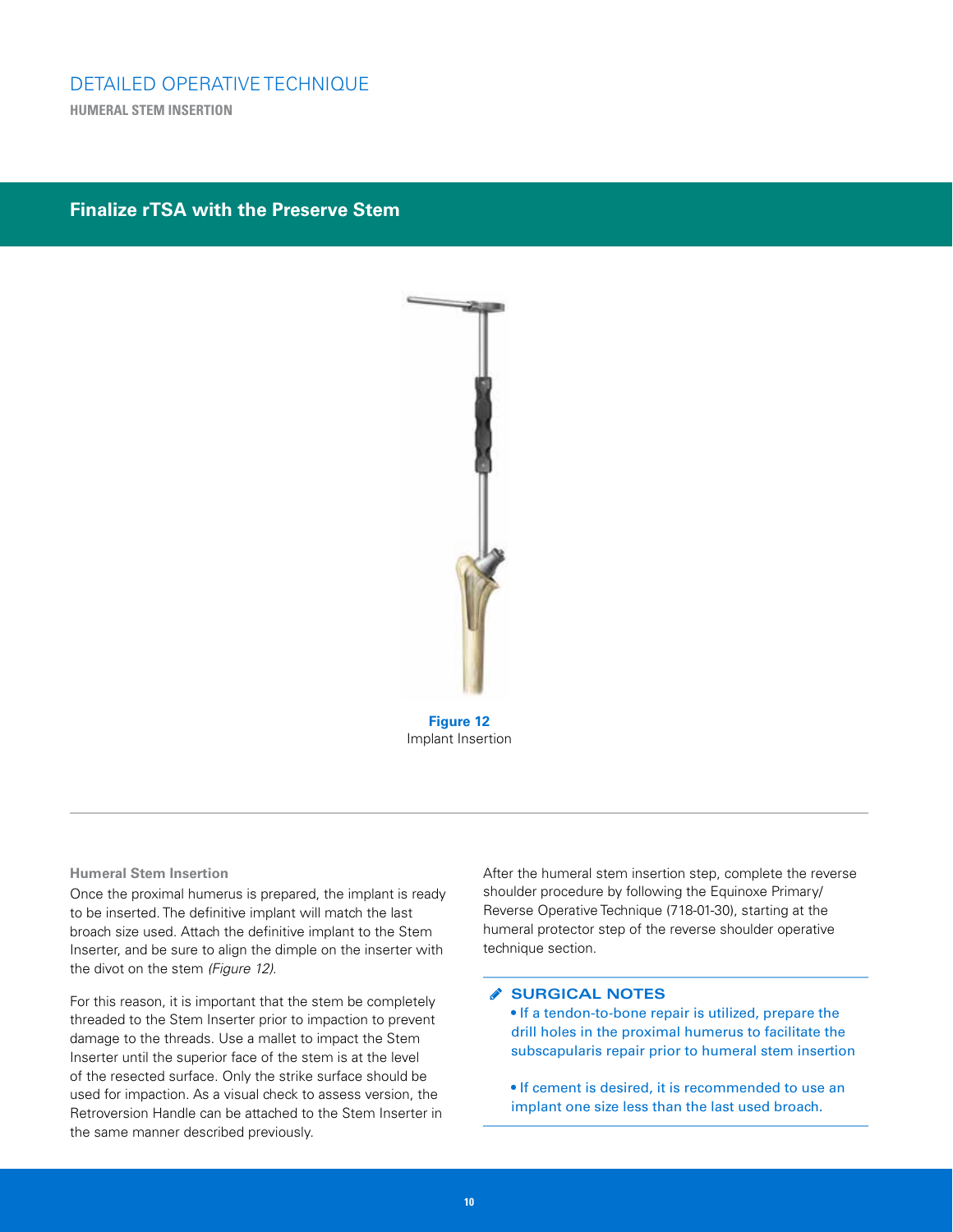DETAILED OPERATIVE TECHNIQUE

HUMERAL STEM INSERTION

## Finalize rTSA with the Preserve Stem

**Figure 12**
Implant Insertion

### Humeral Stem Insertion

Once the proximal humerus is prepared, the implant is ready to be inserted. The definitive implant will match the last broach size used. Attach the definitive implant to the Stem Inserter, and be sure to align the dimple on the inserter with the divot on the stem *(Figure 12)*.

For this reason, it is important that the stem be completely threaded to the Stem Inserter prior to impaction to prevent damage to the threads. Use a mallet to impact the Stem Inserter until the superior face of the stem is at the level of the resected surface. Only the strike surface should be used for impaction. As a visual check to assess version, the Retroversion Handle can be attached to the Stem Inserter in the same manner described previously.

After the humeral stem insertion step, complete the reverse shoulder procedure by following the Equinoxe Primary/Reverse Operative Technique (718-01-30), starting at the humeral protector step of the reverse shoulder operative technique section.

### SURGICAL NOTES

- If a tendon-to-bone repair is utilized, prepare the drill holes in the proximal humerus to facilitate the subscapularis repair prior to humeral stem insertion

- If cement is desired, it is recommended to use an implant one size less than the last used broach.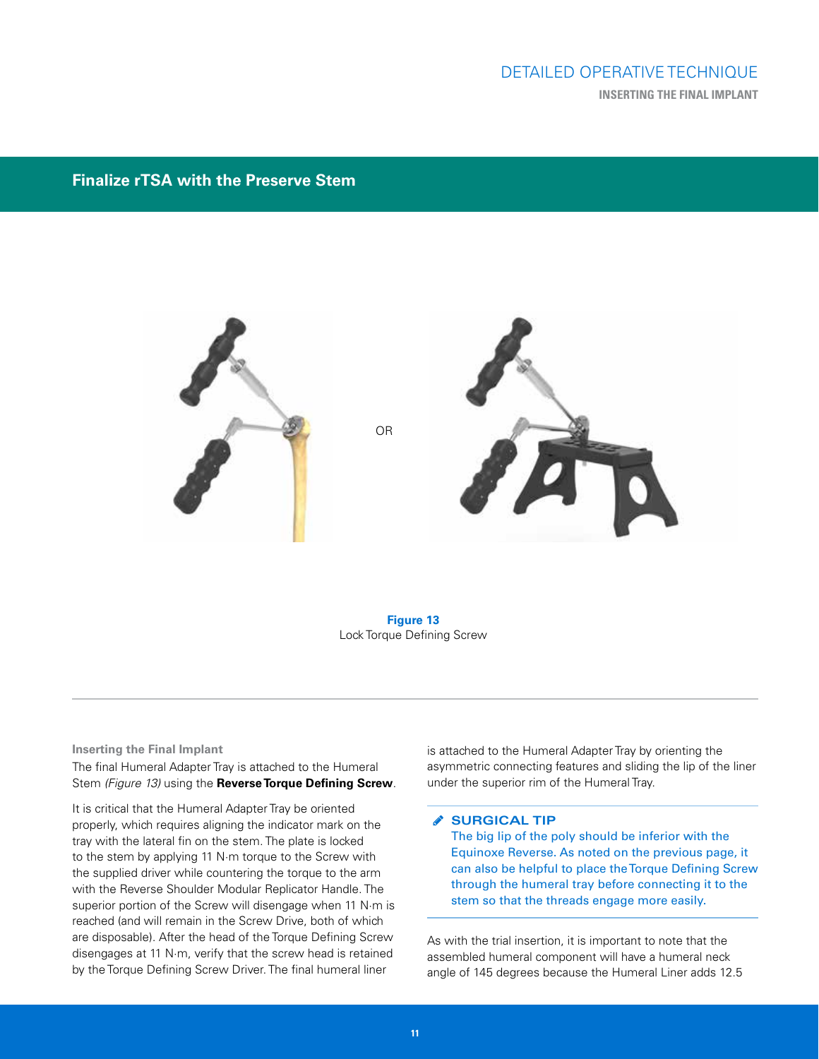## Finalize rTSA with the Preserve Stem

OR

**Figure 13**
Lock Torque Defining Screw

**Inserting the Final Implant**

The final Humeral Adapter Tray is attached to the Humeral Stem *(Figure 13)* using the **Reverse Torque Defining Screw**.

It is critical that the Humeral Adapter Tray be oriented properly, which requires aligning the indicator mark on the tray with the lateral fin on the stem. The plate is locked to the stem by applying 11 N·m torque to the Screw with the supplied driver while countering the torque to the arm with the Reverse Shoulder Modular Replicator Handle. The superior portion of the Screw will disengage when 11 N·m is reached (and will remain in the Screw Drive, both of which are disposable). After the head of the Torque Defining Screw disengages at 11 N·m, verify that the screw head is retained by the Torque Defining Screw Driver. The final humeral liner is attached to the Humeral Adapter Tray by orienting the asymmetric connecting features and sliding the lip of the liner under the superior rim of the Humeral Tray.

**SURGICAL TIP**
The big lip of the poly should be inferior with the Equinoxe Reverse. As noted on the previous page, it can also be helpful to place the Torque Defining Screw through the humeral tray before connecting it to the stem so that the threads engage more easily.

As with the trial insertion, it is important to note that the assembled humeral component will have a humeral neck angle of 145 degrees because the Humeral Liner adds 12.5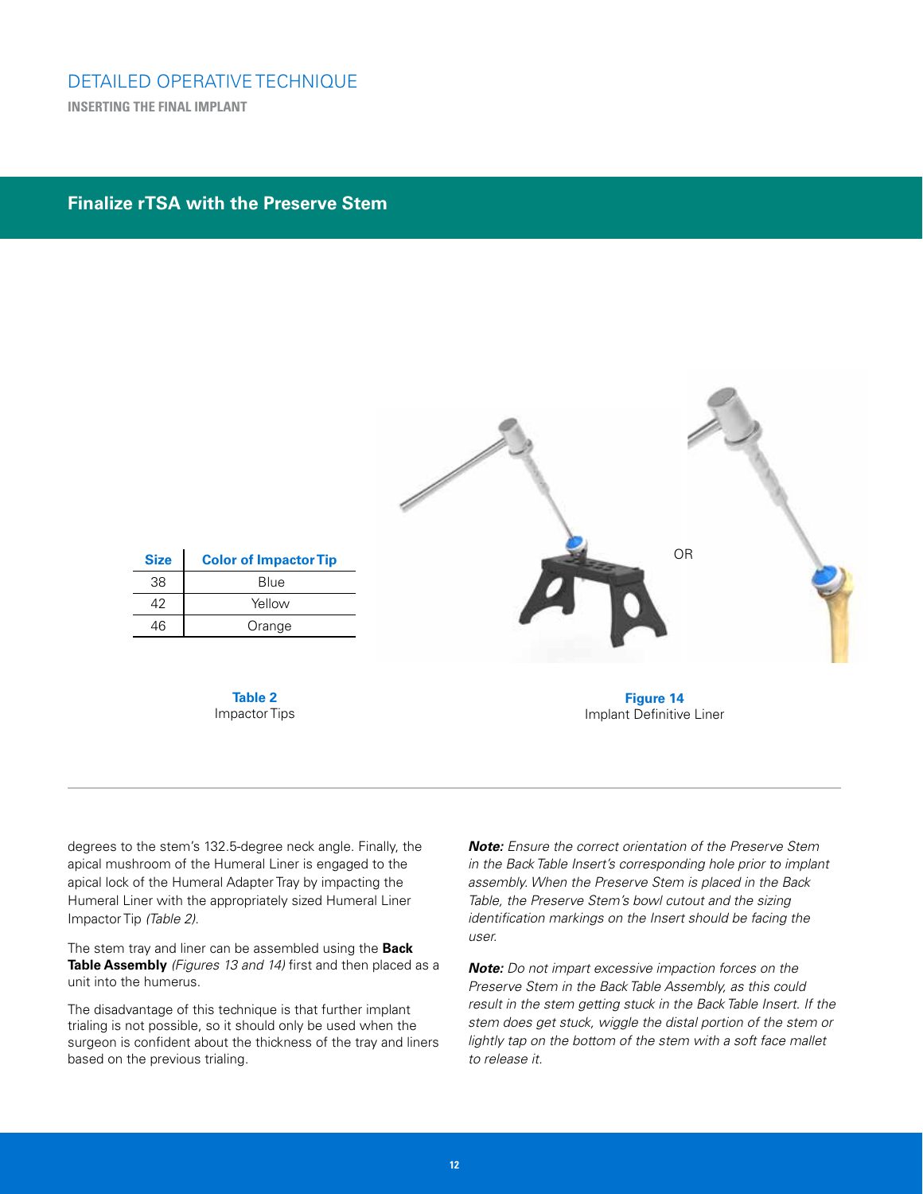## Finalize rTSA with the Preserve Stem

| Size | Color of Impactor Tip |
|---|---|
| 38 | Blue |
| 42 | Yellow |
| 46 | Orange |

**Table 2**
Impactor Tips

OR

**Figure 14**
Implant Definitive Liner

degrees to the stem's 132.5-degree neck angle. Finally, the apical mushroom of the Humeral Liner is engaged to the apical lock of the Humeral Adapter Tray by impacting the Humeral Liner with the appropriately sized Humeral Liner Impactor Tip *(Table 2)*.

The stem tray and liner can be assembled using the **Back Table Assembly** *(Figures 13 and 14)* first and then placed as a unit into the humerus.

The disadvantage of this technique is that further implant trialing is not possible, so it should only be used when the surgeon is confident about the thickness of the tray and liners based on the previous trialing.

***Note:*** *Ensure the correct orientation of the Preserve Stem in the Back Table Insert's corresponding hole prior to implant assembly. When the Preserve Stem is placed in the Back Table, the Preserve Stem's bowl cutout and the sizing identification markings on the Insert should be facing the user.*

***Note:*** *Do not impart excessive impaction forces on the Preserve Stem in the Back Table Assembly, as this could result in the stem getting stuck in the Back Table Insert. If the stem does get stuck, wiggle the distal portion of the stem or lightly tap on the bottom of the stem with a soft face mallet to release it.*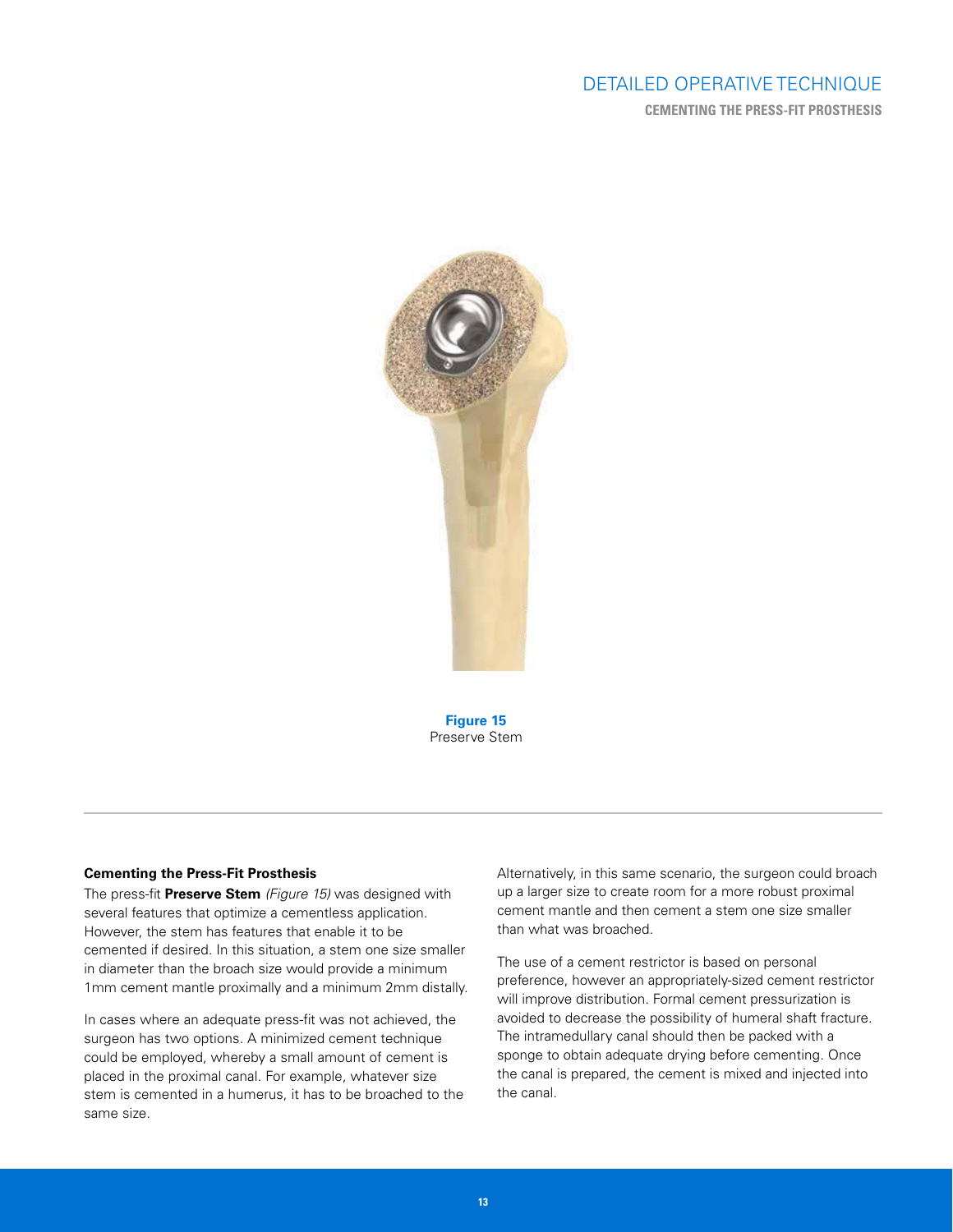Figure 15
Preserve Stem

### Cementing the Press-Fit Prosthesis

The press-fit **Preserve Stem** *(Figure 15)* was designed with several features that optimize a cementless application. However, the stem has features that enable it to be cemented if desired. In this situation, a stem one size smaller in diameter than the broach size would provide a minimum 1mm cement mantle proximally and a minimum 2mm distally.

In cases where an adequate press-fit was not achieved, the surgeon has two options. A minimized cement technique could be employed, whereby a small amount of cement is placed in the proximal canal. For example, whatever size stem is cemented in a humerus, it has to be broached to the same size.

Alternatively, in this same scenario, the surgeon could broach up a larger size to create room for a more robust proximal cement mantle and then cement a stem one size smaller than what was broached.

The use of a cement restrictor is based on personal preference, however an appropriately-sized cement restrictor will improve distribution. Formal cement pressurization is avoided to decrease the possibility of humeral shaft fracture. The intramedullary canal should then be packed with a sponge to obtain adequate drying before cementing. Once the canal is prepared, the cement is mixed and injected into the canal.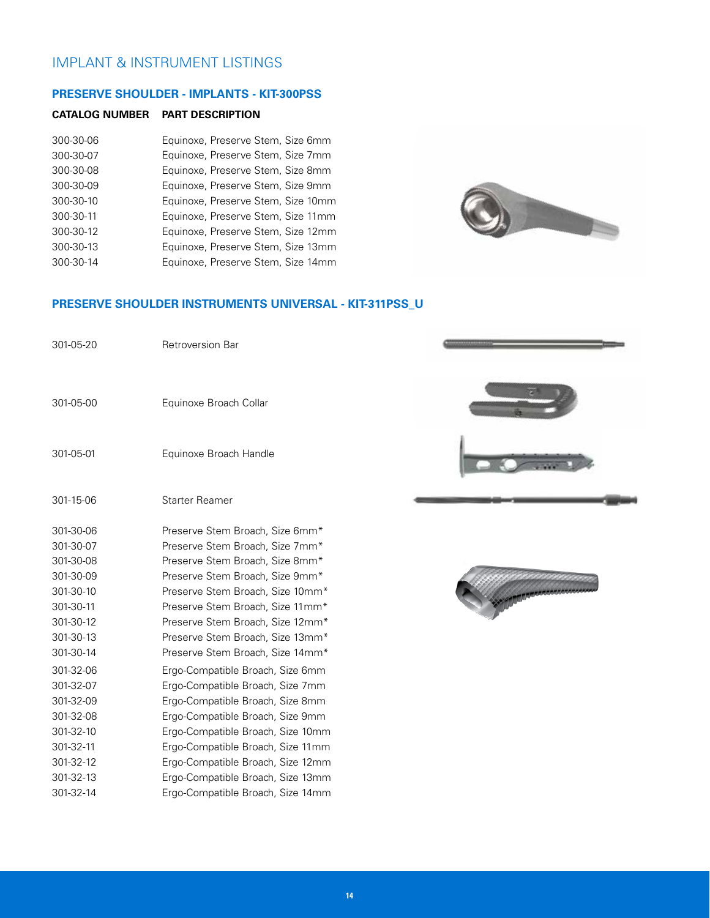# IMPLANT & INSTRUMENT LISTINGS

## PRESERVE SHOULDER - IMPLANTS - KIT-300PSS

| CATALOG NUMBER | PART DESCRIPTION |
|---|---|
| 300-30-06 | Equinoxe, Preserve Stem, Size 6mm |
| 300-30-07 | Equinoxe, Preserve Stem, Size 7mm |
| 300-30-08 | Equinoxe, Preserve Stem, Size 8mm |
| 300-30-09 | Equinoxe, Preserve Stem, Size 9mm |
| 300-30-10 | Equinoxe, Preserve Stem, Size 10mm |
| 300-30-11 | Equinoxe, Preserve Stem, Size 11mm |
| 300-30-12 | Equinoxe, Preserve Stem, Size 12mm |
| 300-30-13 | Equinoxe, Preserve Stem, Size 13mm |
| 300-30-14 | Equinoxe, Preserve Stem, Size 14mm |

## PRESERVE SHOULDER INSTRUMENTS UNIVERSAL - KIT-311PSS_U

| CATALOG NUMBER | PART DESCRIPTION |
|---|---|
| 301-05-20 | Retroversion Bar |
| 301-05-00 | Equinoxe Broach Collar |
| 301-05-01 | Equinoxe Broach Handle |
| 301-15-06 | Starter Reamer |
| 301-30-06 | Preserve Stem Broach, Size 6mm* |
| 301-30-07 | Preserve Stem Broach, Size 7mm* |
| 301-30-08 | Preserve Stem Broach, Size 8mm* |
| 301-30-09 | Preserve Stem Broach, Size 9mm* |
| 301-30-10 | Preserve Stem Broach, Size 10mm* |
| 301-30-11 | Preserve Stem Broach, Size 11mm* |
| 301-30-12 | Preserve Stem Broach, Size 12mm* |
| 301-30-13 | Preserve Stem Broach, Size 13mm* |
| 301-30-14 | Preserve Stem Broach, Size 14mm* |
| 301-32-06 | Ergo-Compatible Broach, Size 6mm |
| 301-32-07 | Ergo-Compatible Broach, Size 7mm |
| 301-32-09 | Ergo-Compatible Broach, Size 8mm |
| 301-32-08 | Ergo-Compatible Broach, Size 9mm |
| 301-32-10 | Ergo-Compatible Broach, Size 10mm |
| 301-32-11 | Ergo-Compatible Broach, Size 11mm |
| 301-32-12 | Ergo-Compatible Broach, Size 12mm |
| 301-32-13 | Ergo-Compatible Broach, Size 13mm |
| 301-32-14 | Ergo-Compatible Broach, Size 14mm |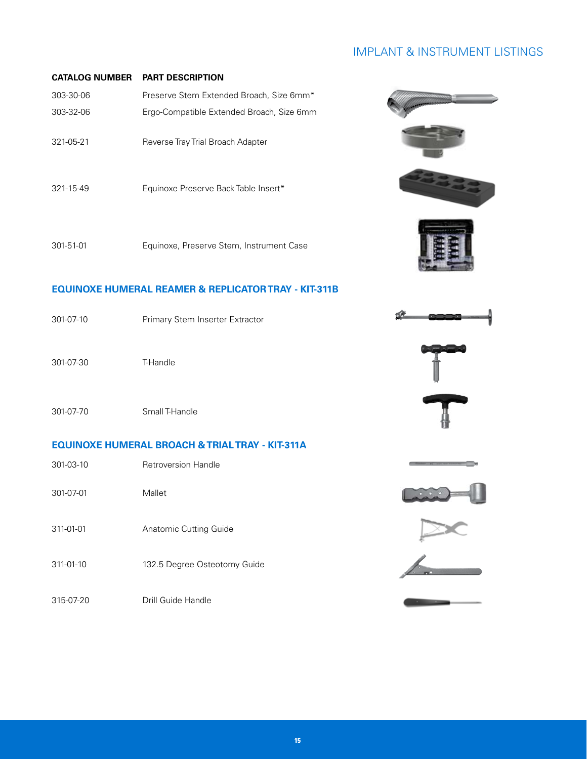## IMPLANT & INSTRUMENT LISTINGS

| CATALOG NUMBER | PART DESCRIPTION |
|---|---|
| 303-30-06 | Preserve Stem Extended Broach, Size 6mm* |
| 303-32-06 | Ergo-Compatible Extended Broach, Size 6mm |
| 321-05-21 | Reverse Tray Trial Broach Adapter |
| 321-15-49 | Equinoxe Preserve Back Table Insert* |
| 301-51-01 | Equinoxe, Preserve Stem, Instrument Case |

### EQUINOXE HUMERAL REAMER & REPLICATOR TRAY - KIT-311B

| CATALOG NUMBER | PART DESCRIPTION |
|---|---|
| 301-07-10 | Primary Stem Inserter Extractor |
| 301-07-30 | T-Handle |
| 301-07-70 | Small T-Handle |

### EQUINOXE HUMERAL BROACH & TRIAL TRAY - KIT-311A

| CATALOG NUMBER | PART DESCRIPTION |
|---|---|
| 301-03-10 | Retroversion Handle |
| 301-07-01 | Mallet |
| 311-01-01 | Anatomic Cutting Guide |
| 311-01-10 | 132.5 Degree Osteotomy Guide |
| 315-07-20 | Drill Guide Handle |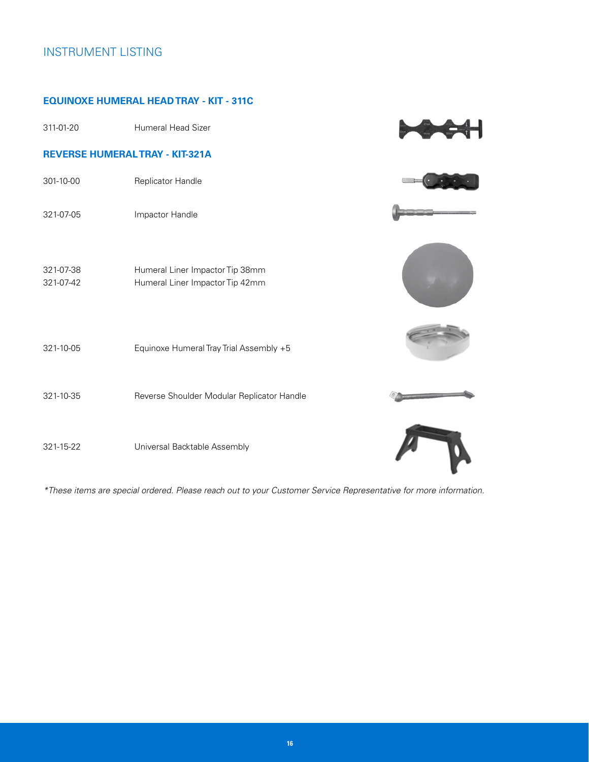## INSTRUMENT LISTING

### EQUINOXE HUMERAL HEAD TRAY - KIT - 311C

| | |
|---|---|
| 311-01-20 | Humeral Head Sizer |

### REVERSE HUMERAL TRAY - KIT-321A

| | |
|---|---|
| 301-10-00 | Replicator Handle |
| 321-07-05 | Impactor Handle |
| 321-07-38 | Humeral Liner Impactor Tip 38mm |
| 321-07-42 | Humeral Liner Impactor Tip 42mm |
| 321-10-05 | Equinoxe Humeral Tray Trial Assembly +5 |
| 321-10-35 | Reverse Shoulder Modular Replicator Handle |
| 321-15-22 | Universal Backtable Assembly |

*\*These items are special ordered. Please reach out to your Customer Service Representative for more information.*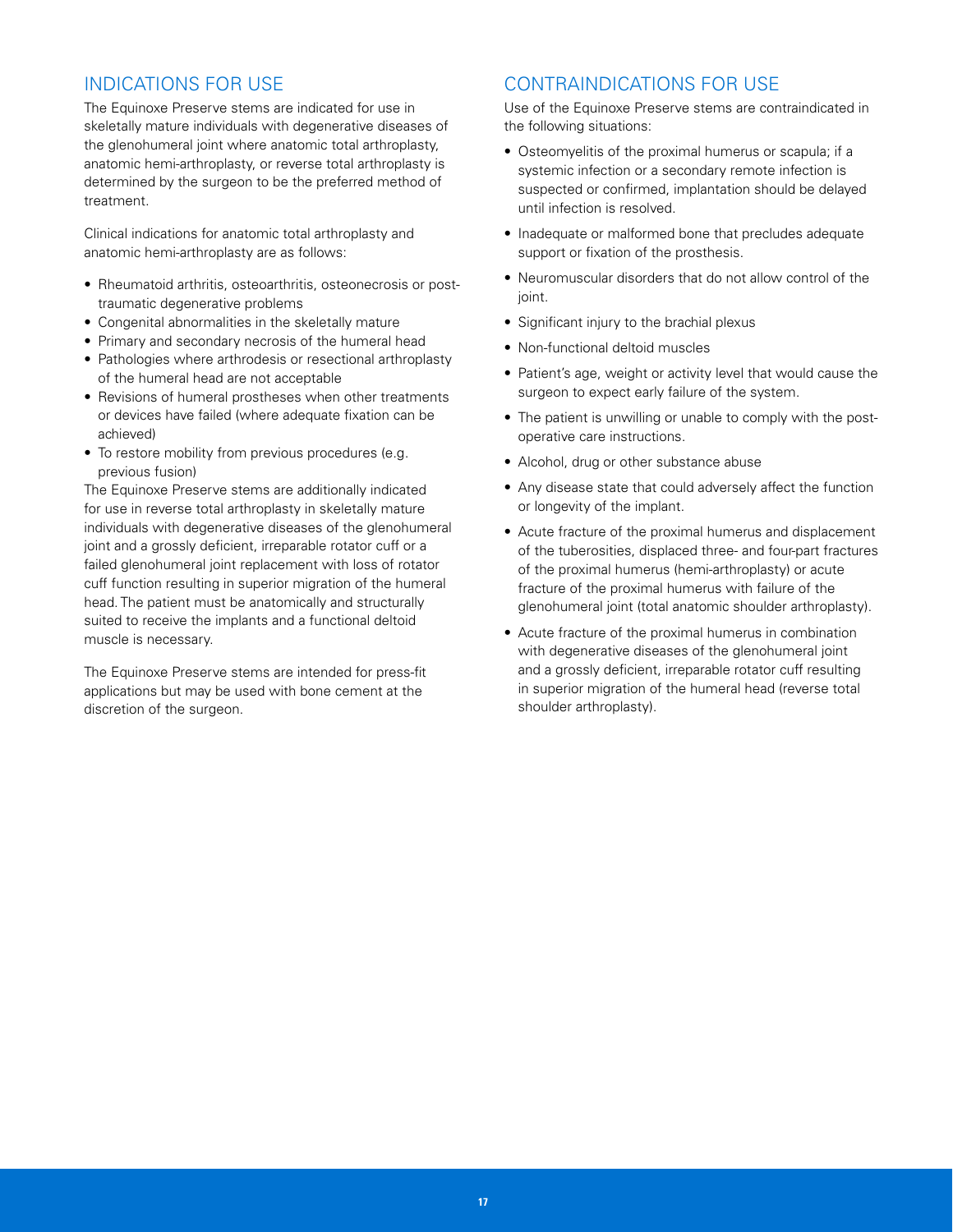## INDICATIONS FOR USE

The Equinoxe Preserve stems are indicated for use in skeletally mature individuals with degenerative diseases of the glenohumeral joint where anatomic total arthroplasty, anatomic hemi-arthroplasty, or reverse total arthroplasty is determined by the surgeon to be the preferred method of treatment.

Clinical indications for anatomic total arthroplasty and anatomic hemi-arthroplasty are as follows:

- Rheumatoid arthritis, osteoarthritis, osteonecrosis or post-traumatic degenerative problems
- Congenital abnormalities in the skeletally mature
- Primary and secondary necrosis of the humeral head
- Pathologies where arthrodesis or resectional arthroplasty of the humeral head are not acceptable
- Revisions of humeral prostheses when other treatments or devices have failed (where adequate fixation can be achieved)
- To restore mobility from previous procedures (e.g. previous fusion)

The Equinoxe Preserve stems are additionally indicated for use in reverse total arthroplasty in skeletally mature individuals with degenerative diseases of the glenohumeral joint and a grossly deficient, irreparable rotator cuff or a failed glenohumeral joint replacement with loss of rotator cuff function resulting in superior migration of the humeral head. The patient must be anatomically and structurally suited to receive the implants and a functional deltoid muscle is necessary.

The Equinoxe Preserve stems are intended for press-fit applications but may be used with bone cement at the discretion of the surgeon.

## CONTRAINDICATIONS FOR USE

Use of the Equinoxe Preserve stems are contraindicated in the following situations:

- Osteomyelitis of the proximal humerus or scapula; if a systemic infection or a secondary remote infection is suspected or confirmed, implantation should be delayed until infection is resolved.
- Inadequate or malformed bone that precludes adequate support or fixation of the prosthesis.
- Neuromuscular disorders that do not allow control of the joint.
- Significant injury to the brachial plexus
- Non-functional deltoid muscles
- Patient's age, weight or activity level that would cause the surgeon to expect early failure of the system.
- The patient is unwilling or unable to comply with the post-operative care instructions.
- Alcohol, drug or other substance abuse
- Any disease state that could adversely affect the function or longevity of the implant.
- Acute fracture of the proximal humerus and displacement of the tuberosities, displaced three- and four-part fractures of the proximal humerus (hemi-arthroplasty) or acute fracture of the proximal humerus with failure of the glenohumeral joint (total anatomic shoulder arthroplasty).
- Acute fracture of the proximal humerus in combination with degenerative diseases of the glenohumeral joint and a grossly deficient, irreparable rotator cuff resulting in superior migration of the humeral head (reverse total shoulder arthroplasty).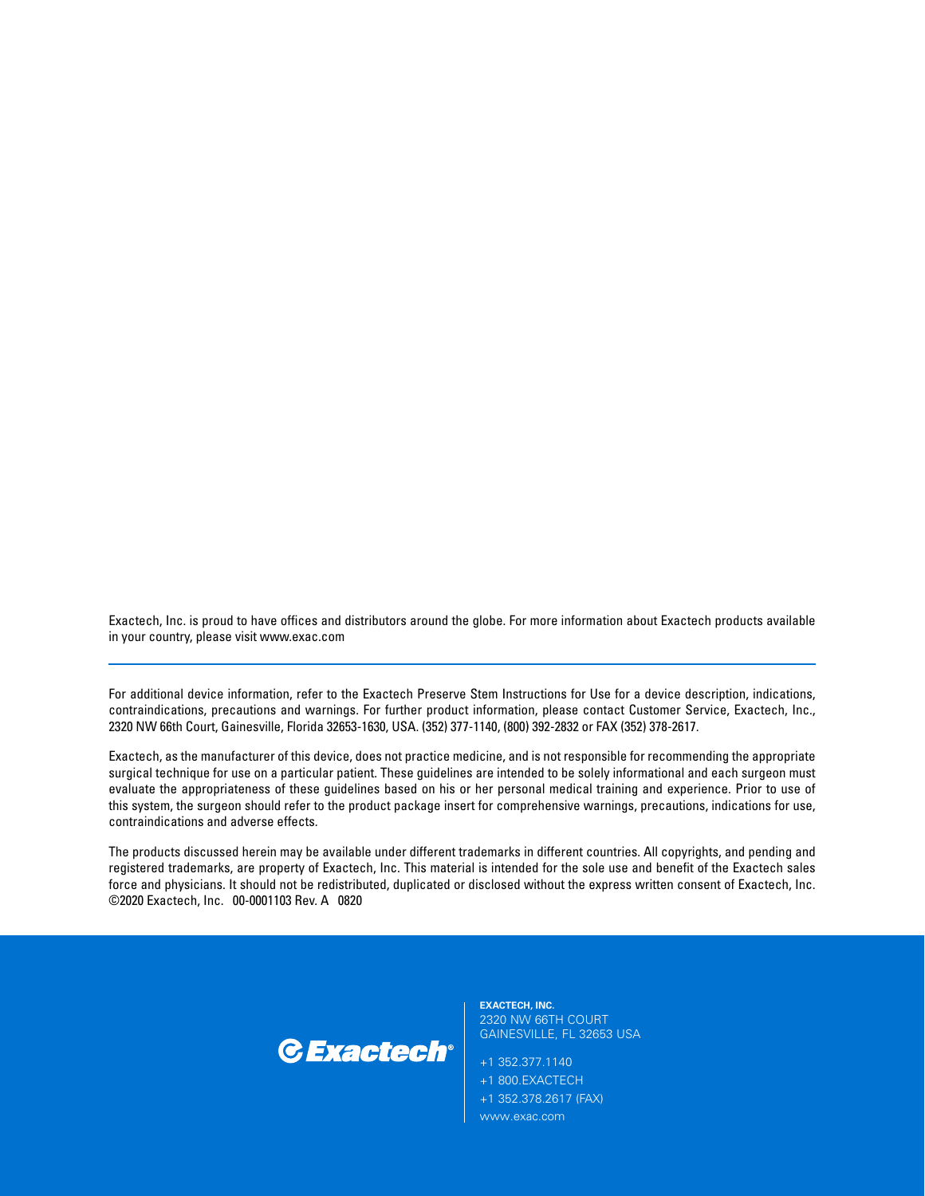Exactech, Inc. is proud to have offices and distributors around the globe. For more information about Exactech products available in your country, please visit www.exac.com

---

For additional device information, refer to the Exactech Preserve Stem Instructions for Use for a device description, indications, contraindications, precautions and warnings. For further product information, please contact Customer Service, Exactech, Inc., 2320 NW 66th Court, Gainesville, Florida 32653-1630, USA. (352) 377-1140, (800) 392-2832 or FAX (352) 378-2617.

Exactech, as the manufacturer of this device, does not practice medicine, and is not responsible for recommending the appropriate surgical technique for use on a particular patient. These guidelines are intended to be solely informational and each surgeon must evaluate the appropriateness of these guidelines based on his or her personal medical training and experience. Prior to use of this system, the surgeon should refer to the product package insert for comprehensive warnings, precautions, indications for use, contraindications and adverse effects.

The products discussed herein may be available under different trademarks in different countries. All copyrights, and pending and registered trademarks, are property of Exactech, Inc. This material is intended for the sole use and benefit of the Exactech sales force and physicians. It should not be redistributed, duplicated or disclosed without the express written consent of Exactech, Inc. ©2020 Exactech, Inc. 00-0001103 Rev. A 0820

Exactech®

**EXACTECH, INC.**
2320 NW 66TH COURT
GAINESVILLE, FL 32653 USA

+1 352.377.1140
+1 800.EXACTECH
+1 352.378.2617 (FAX)
www.exac.com